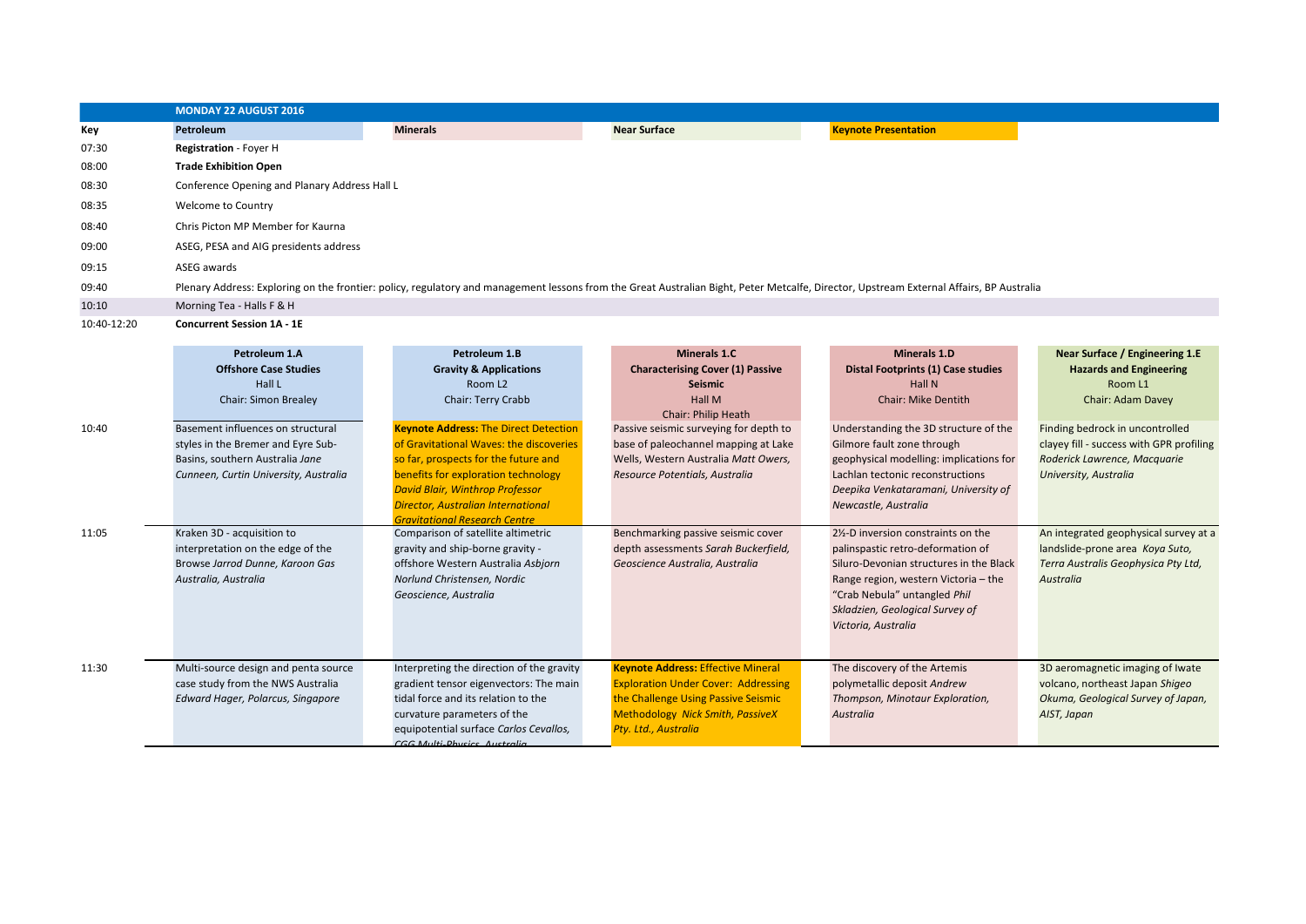## MONDAY 22 AUGUST 2016

| Key | Petroleum | Minerals | Near Surface | Keynote Presentation |
|---|---|---|---|---|

| Time | Event |
|---|---|
| 07:30 | **Registration** - Foyer H |
| 08:00 | **Trade Exhibition Open** |
| 08:30 | Conference Opening and Planary Address Hall L |
| 08:35 | Welcome to Country |
| 08:40 | Chris Picton MP Member for Kaurna |
| 09:00 | ASEG, PESA and AIG presidents address |
| 09:15 | ASEG awards |
| 09:40 | Plenary Address: Exploring on the frontier: policy, regulatory and management lessons from the Great Australian Bight, Peter Metcalfe, Director, Upstream External Affairs, BP Australia |
| 10:10 | Morning Tea - Halls F & H |
| 10:40-12:20 | **Concurrent Session 1A - 1E** |

| | **Petroleum 1.A**<br>**Offshore Case Studies**<br>Hall L<br>Chair: Simon Brealey | **Petroleum 1.B**<br>**Gravity & Applications**<br>Room L2<br>Chair: Terry Crabb | **Minerals 1.C**<br>**Characterising Cover (1) Passive Seismic**<br>Hall M<br>Chair: Philip Heath | **Minerals 1.D**<br>**Distal Footprints (1) Case studies**<br>Hall N<br>Chair: Mike Dentith | **Near Surface / Engineering 1.E**<br>**Hazards and Engineering**<br>Room L1<br>Chair: Adam Davey |
|---|---|---|---|---|---|
| 10:40 | Basement influences on structural styles in the Bremer and Eyre Sub-Basins, southern Australia *Jane Cunneen, Curtin University, Australia* | **Keynote Address:** The Direct Detection of Gravitational Waves: the discoveries so far, prospects for the future and benefits for exploration technology *David Blair, Winthrop Professor Director, Australian International Gravitational Research Centre* | Passive seismic surveying for depth to base of paleochannel mapping at Lake Wells, Western Australia *Matt Owers, Resource Potentials, Australia* | Understanding the 3D structure of the Gilmore fault zone through geophysical modelling: implications for Lachlan tectonic reconstructions *Deepika Venkataramani, University of Newcastle, Australia* | Finding bedrock in uncontrolled clayey fill - success with GPR profiling *Roderick Lawrence, Macquarie University, Australia* |
| 11:05 | Kraken 3D - acquisition to interpretation on the edge of the Browse *Jarrod Dunne, Karoon Gas Australia, Australia* | Comparison of satellite altimetric gravity and ship-borne gravity - offshore Western Australia *Asbjorn Norlund Christensen, Nordic Geoscience, Australia* | Benchmarking passive seismic cover depth assessments *Sarah Buckerfield, Geoscience Australia, Australia* | 2½-D inversion constraints on the palinspastic retro-deformation of Siluro-Devonian structures in the Black Range region, western Victoria – the "Crab Nebula" untangled *Phil Skladzien, Geological Survey of Victoria, Australia* | An integrated geophysical survey at a landslide-prone area *Koya Suto, Terra Australis Geophysica Pty Ltd, Australia* |
| 11:30 | Multi-source design and penta source case study from the NWS Australia *Edward Hager, Polarcus, Singapore* | Interpreting the direction of the gravity gradient tensor eigenvectors: The main tidal force and its relation to the curvature parameters of the equipotential surface *Carlos Cevallos, CGG Multi-Physics, Australia* | **Keynote Address:** Effective Mineral Exploration Under Cover: Addressing the Challenge Using Passive Seismic Methodology *Nick Smith, PassiveX Pty. Ltd., Australia* | The discovery of the Artemis polymetallic deposit *Andrew Thompson, Minotaur Exploration, Australia* | 3D aeromagnetic imaging of Iwate volcano, northeast Japan *Shigeo Okuma, Geological Survey of Japan, AIST, Japan* |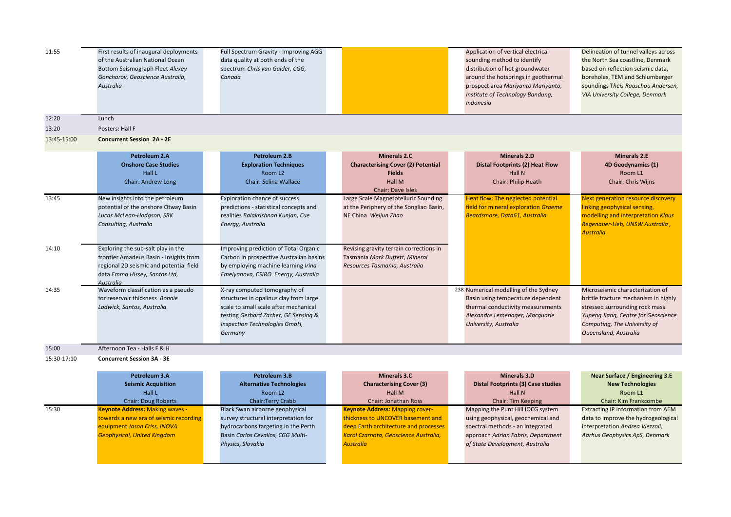| Time | | | | | |
|---|---|---|---|---|---|
| 11:55 | First results of inaugural deployments of the Australian National Ocean Bottom Seismograph Fleet *Alexey Goncharov, Geoscience Australia, Australia* | Full Spectrum Gravity - Improving AGG data quality at both ends of the spectrum *Chris van Galder, CGG, Canada* | | Application of vertical electrical sounding method to identify distribution of hot groundwater around the hotsprings in geothermal prospect area *Mariyanto Mariyanto, Institute of Technology Bandung, Indonesia* | Delineation of tunnel valleys across the North Sea coastline, Denmark based on reflection seismic data, boreholes, TEM and Schlumberger soundings *Theis Raaschou Andersen, VIA University College, Denmark* |
| 12:20 | Lunch | | | | |
| 13:20 | Posters: Hall F | | | | |
| 13:45-15:00 | **Concurrent Session 2A - 2E** | | | | |
| | **Petroleum 2.A** **Onshore Case Studies** Hall L Chair: Andrew Long | **Petroleum 2.B** **Exploration Techniques** Room L2 Chair: Selina Wallace | **Minerals 2.C** **Characterising Cover (2) Potential Fields** Hall M Chair: Dave Isles | **Minerals 2.D** **Distal Footprints (2) Heat Flow** Hall N Chair: Philip Heath | **Minerals 2.E** **4D Geodynamics (1)** Room L1 Chair: Chris Wijns |
| 13:45 | New insights into the petroleum potential of the onshore Otway Basin *Lucas McLean-Hodgson, SRK Consulting, Australia* | Exploration chance of success predictions - statistical concepts and realities *Balakrishnan Kunjan, Cue Energy, Australia* | Large Scale Magnetotelluric Sounding at the Periphery of the Songliao Basin, NE China *Weijun Zhao* | Heat flow: The neglected potential field for mineral exploration *Graeme Beardsmore, Data61, Australia* | Next generation resource discovery linking geophysical sensing, modelling and interpretation *Klaus Regenauer-Lieb, UNSW Australia, Australia* |
| 14:10 | Exploring the sub-salt play in the frontier Amadeus Basin - Insights from regional 2D seismic and potential field data *Emma Hissey, Santos Ltd, Australia* | Improving prediction of Total Organic Carbon in prospective Australian basins by employing machine learning *Irina Emelyanova, CSIRO Energy, Australia* | Revising gravity terrain corrections in Tasmania *Mark Duffett, Mineral Resources Tasmania, Australia* | | |
| 14:35 | Waveform classification as a pseudo for reservoir thickness *Bonnie Lodwick, Santos, Australia* | X-ray computed tomography of structures in opalinus clay from large scale to small scale after mechanical testing *Gerhard Zacher, GE Sensing & Inspection Technologies GmbH, Germany* | | 238 Numerical modelling of the Sydney Basin using temperature dependent thermal conductivity measurements *Alexandre Lemenager, Macquarie University, Australia* | Microseismic characterization of brittle fracture mechanism in highly stressed surrounding rock mass *Yupeng Jiang, Centre for Geoscience Computing, The University of Queensland, Australia* |
| 15:00 | Afternoon Tea - Halls F & H | | | | |
| 15:30-17:10 | **Concurrent Session 3A - 3E** | | | | |
| | **Petroleum 3.A** **Seismic Acquisition** Hall L Chair: Doug Roberts | **Petroleum 3.B** **Alternative Technologies** Room L2 Chair: Terry Crabb | **Minerals 3.C** **Characterising Cover (3)** Hall M Chair: Jonathan Ross | **Minerals 3.D** **Distal Footprints (3) Case studies** Hall N Chair: Tim Keeping | **Near Surface / Engineering 3.E** **New Technologies** Room L1 Chair: Kim Frankcombe |
| 15:30 | **Keynote Address:** Making waves - towards a new era of seismic recording equipment *Jason Criss, INOVA Geophysical, United Kingdom* | Black Swan airborne geophysical survey structural interpretation for hydrocarbons targeting in the Perth Basin *Carlos Cevallos, CGG Multi-Physics, Slovakia* | **Keynote Address:** Mapping cover-thickness to UNCOVER basement and deep Earth architecture and processes *Karol Czarnota, Geoscience Australia, Australia* | Mapping the Punt Hill IOCG system using geophysical, geochemical and spectral methods - an integrated approach *Adrian Fabris, Department of State Development, Australia* | Extracting IP information from AEM data to improve the hydrogeological interpretation *Andrea Viezzoli, Aarhus Geophysics ApS, Denmark* |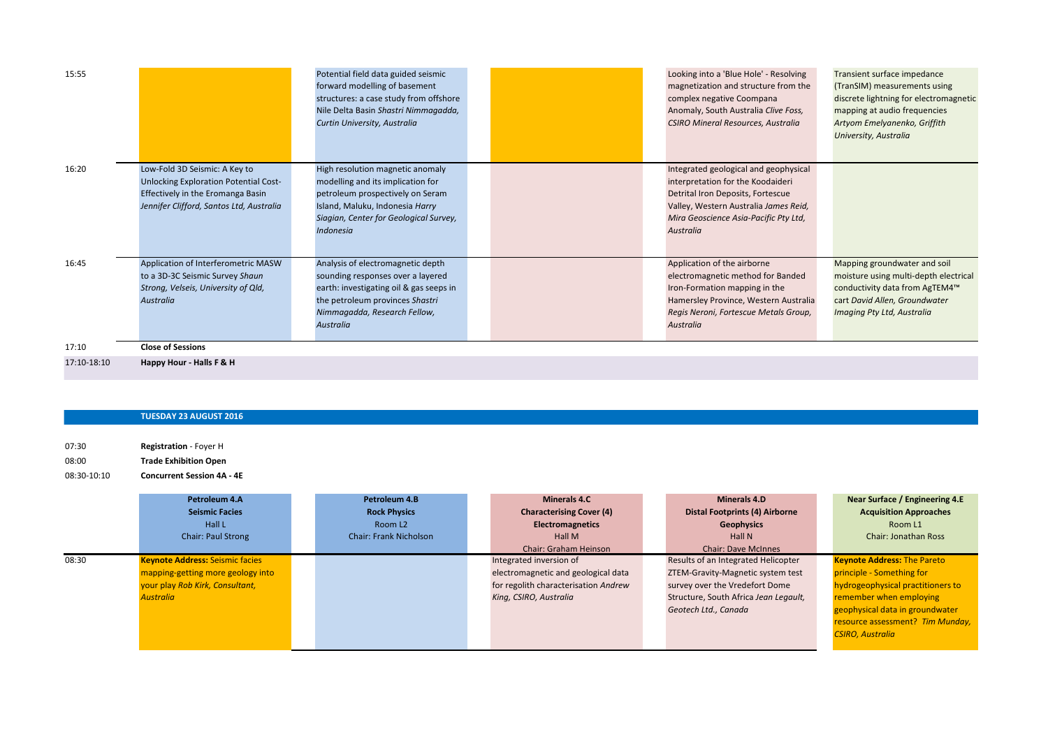| | | | | | |
|---|---|---|---|---|---|
| 15:55 | | Potential field data guided seismic forward modelling of basement structures: a case study from offshore Nile Delta Basin *Shastri Nimmagadda, Curtin University, Australia* | | Looking into a 'Blue Hole' - Resolving magnetization and structure from the complex negative Coompana Anomaly, South Australia *Clive Foss, CSIRO Mineral Resources, Australia* | Transient surface impedance (TranSIM) measurements using discrete lightning for electromagnetic mapping at audio frequencies *Artyom Emelyanenko, Griffith University, Australia* |
| 16:20 | Low-Fold 3D Seismic: A Key to Unlocking Exploration Potential Cost-Effectively in the Eromanga Basin *Jennifer Clifford, Santos Ltd, Australia* | High resolution magnetic anomaly modelling and its implication for petroleum prospectively on Seram Island, Maluku, Indonesia *Harry Siagian, Center for Geological Survey, Indonesia* | | Integrated geological and geophysical interpretation for the Koodaideri Detrital Iron Deposits, Fortescue Valley, Western Australia *James Reid, Mira Geoscience Asia-Pacific Pty Ltd, Australia* | |
| 16:45 | Application of Interferometric MASW to a 3D-3C Seismic Survey *Shaun Strong, Velseis, University of Qld, Australia* | Analysis of electromagnetic depth sounding responses over a layered earth: investigating oil & gas seeps in the petroleum provinces *Shastri Nimmagadda, Research Fellow, Australia* | | Application of the airborne electromagnetic method for Banded Iron-Formation mapping in the Hamersley Province, Western Australia *Regis Neroni, Fortescue Metals Group, Australia* | Mapping groundwater and soil moisture using multi-depth electrical conductivity data from AgTEM4™ cart *David Allen, Groundwater Imaging Pty Ltd, Australia* |
| 17:10 | **Close of Sessions** | | | | |
| 17:10-18:10 | **Happy Hour - Halls F & H** | | | | |

**TUESDAY 23 AUGUST 2016**

07:30 **Registration** - Foyer H

08:00 **Trade Exhibition Open**

08:30-10:10 **Concurrent Session 4A - 4E**

| | **Petroleum 4.A** **Seismic Facies** Hall L Chair: Paul Strong | **Petroleum 4.B** **Rock Physics** Room L2 Chair: Frank Nicholson | **Minerals 4.C** **Characterising Cover (4)** **Electromagnetics** Hall M Chair: Graham Heinson | **Minerals 4.D** **Distal Footprints (4) Airborne** **Geophysics** Hall N Chair: Dave McInnes | **Near Surface / Engineering 4.E** **Acquisition Approaches** Room L1 Chair: Jonathan Ross |
|---|---|---|---|---|---|
| 08:30 | **Keynote Address:** Seismic facies mapping-getting more geology into your play *Rob Kirk, Consultant, Australia* | | Integrated inversion of electromagnetic and geological data for regolith characterisation *Andrew King, CSIRO, Australia* | Results of an Integrated Helicopter ZTEM-Gravity-Magnetic system test survey over the Vredefort Dome Structure, South Africa *Jean Legault, Geotech Ltd., Canada* | **Keynote Address:** The Pareto principle - Something for hydrogeophysical practitioners to remember when employing geophysical data in groundwater resource assessment? *Tim Munday, CSIRO, Australia* |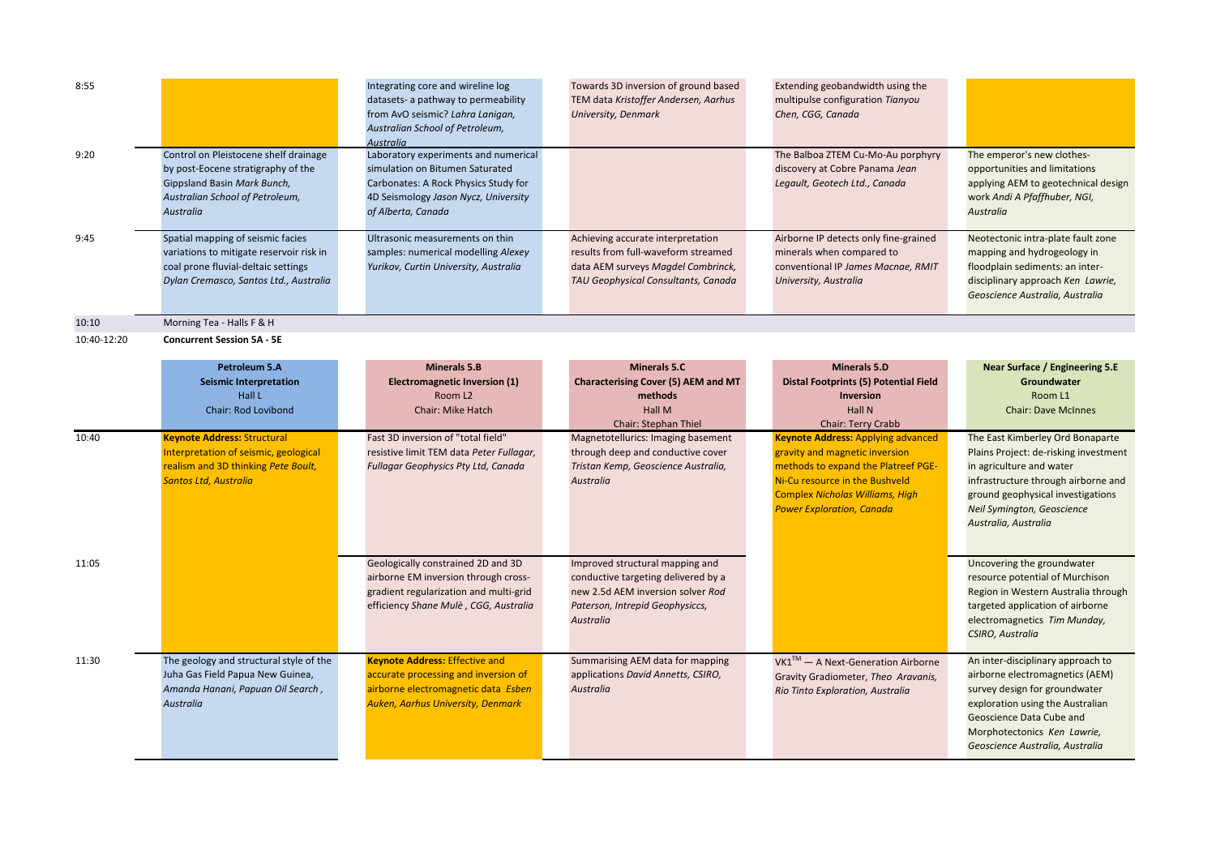| | | | | | |
|---|---|---|---|---|---|
| 8:55 | | Integrating core and wireline log datasets- a pathway to permeability from AvO seismic? *Lahra Lanigan, Australian School of Petroleum, Australia* | Towards 3D inversion of ground based TEM data *Kristoffer Andersen, Aarhus University, Denmark* | Extending geobandwidth using the multipulse configuration *Tianyou Chen, CGG, Canada* | |
| 9:20 | Control on Pleistocene shelf drainage by post-Eocene stratigraphy of the Gippsland Basin *Mark Bunch, Australian School of Petroleum, Australia* | Laboratory experiments and numerical simulation on Bitumen Saturated Carbonates: A Rock Physics Study for 4D Seismology *Jason Nycz, University of Alberta, Canada* | | The Balboa ZTEM Cu-Mo-Au porphyry discovery at Cobre Panama *Jean Legault, Geotech Ltd., Canada* | The emperor's new clothes- opportunities and limitations applying AEM to geotechnical design work *Andi A Pfaffhuber, NGI, Australia* |
| 9:45 | Spatial mapping of seismic facies variations to mitigate reservoir risk in coal prone fluvial-deltaic settings *Dylan Cremasco, Santos Ltd., Australia* | Ultrasonic measurements on thin samples: numerical modelling *Alexey Yurikov, Curtin University, Australia* | Achieving accurate interpretation results from full-waveform streamed data AEM surveys *Magdel Combrinck, TAU Geophysical Consultants, Canada* | Airborne IP detects only fine-grained minerals when compared to conventional IP *James Macnae, RMIT University, Australia* | Neotectonic intra-plate fault zone mapping and hydrogeology in floodplain sediments: an inter-disciplinary approach *Ken Lawrie, Geoscience Australia, Australia* |
| 10:10 | Morning Tea - Halls F & H | | | | |
| 10:40-12:20 | **Concurrent Session 5A - 5E** | | | | |
| | **Petroleum 5.A Seismic Interpretation** Hall L Chair: Rod Lovibond | **Minerals 5.B Electromagnetic Inversion (1)** Room L2 Chair: Mike Hatch | **Minerals 5.C Characterising Cover (5) AEM and MT methods** Hall M Chair: Stephan Thiel | **Minerals 5.D Distal Footprints (5) Potential Field Inversion** Hall N Chair: Terry Crabb | **Near Surface / Engineering 5.E Groundwater** Room L1 Chair: Dave McInnes |
| 10:40 | **Keynote Address:** Structural Interpretation of seismic, geological realism and 3D thinking *Pete Boult, Santos Ltd, Australia* | Fast 3D inversion of "total field" resistive limit TEM data *Peter Fullagar, Fullagar Geophysics Pty Ltd, Canada* | Magnetotellurics: Imaging basement through deep and conductive cover *Tristan Kemp, Geoscience Australia, Australia* | **Keynote Address:** Applying advanced gravity and magnetic inversion methods to expand the Platreef PGE-Ni-Cu resource in the Bushveld Complex *Nicholas Williams, High Power Exploration, Canada* | The East Kimberley Ord Bonaparte Plains Project: de-risking investment in agriculture and water infrastructure through airborne and ground geophysical investigations *Neil Symington, Geoscience Australia, Australia* |
| 11:05 | | Geologically constrained 2D and 3D airborne EM inversion through cross-gradient regularization and multi-grid efficiency *Shane Mulè , CGG, Australia* | Improved structural mapping and conductive targeting delivered by a new 2.5d AEM inversion solver *Rod Paterson, Intrepid Geophysiccs, Australia* | | Uncovering the groundwater resource potential of Murchison Region in Western Australia through targeted application of airborne electromagnetics *Tim Munday, CSIRO, Australia* |
| 11:30 | The geology and structural style of the Juha Gas Field Papua New Guinea, *Amanda Hanani, Papuan Oil Search , Australia* | **Keynote Address:** Effective and accurate processing and inversion of airborne electromagnetic data *Esben Auken, Aarhus University, Denmark* | Summarising AEM data for mapping applications *David Annetts, CSIRO, Australia* | VK1™ — A Next-Generation Airborne Gravity Gradiometer, *Theo Aravanis, Rio Tinto Exploration, Australia* | An inter-disciplinary approach to airborne electromagnetics (AEM) survey design for groundwater exploration using the Australian Geoscience Data Cube and Morphotectonics *Ken Lawrie, Geoscience Australia, Australia* |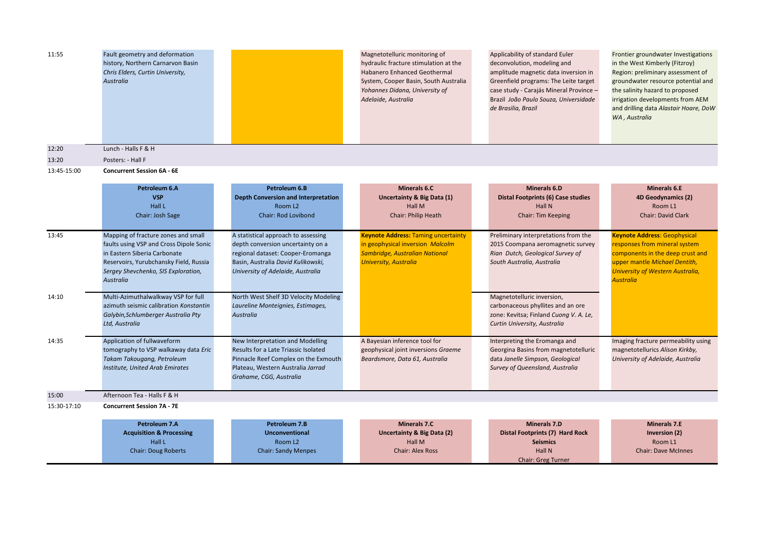| Time | | | | | |
|---|---|---|---|---|---|
| 11:55 | Fault geometry and deformation history, Northern Carnarvon Basin *Chris Elders, Curtin University, Australia* | | Magnetotelluric monitoring of hydraulic fracture stimulation at the Habanero Enhanced Geothermal System, Cooper Basin, South Australia *Yohannes Didana, University of Adelaide, Australia* | Applicability of standard Euler deconvolution, modeling and amplitude magnetic data inversion in Greenfield programs: The Leite target case study - Carajás Mineral Province – Brazil *João Paulo Souza, Universidade de Brasilia, Brazil* | Frontier groundwater Investigations in the West Kimberly (Fitzroy) Region: preliminary assessment of groundwater resource potential and the salinity hazard to proposed irrigation developments from AEM and drilling data *Alastair Hoare, DoW WA , Australia* |
| 12:20 | Lunch - Halls F & H | | | | |
| 13:20 | Posters: - Hall F | | | | |
| 13:45-15:00 | **Concurrent Session 6A - 6E** | | | | |
| | **Petroleum 6.A** **VSP** Hall L Chair: Josh Sage | **Petroleum 6.B** **Depth Conversion and Interpretation** Room L2 Chair: Rod Lovibond | **Minerals 6.C** **Uncertainty & Big Data (1)** Hall M Chair: Philip Heath | **Minerals 6.D** **Distal Footprints (6) Case studies** Hall N Chair: Tim Keeping | **Minerals 6.E** **4D Geodynamics (2)** Room L1 Chair: David Clark |
| 13:45 | Mapping of fracture zones and small faults using VSP and Cross Dipole Sonic in Eastern Siberia Carbonate Reservoirs, Yurubchansky Field, Russia *Sergey Shevchenko, SIS Exploration, Australia* | A statistical approach to assessing depth conversion uncertainty on a regional dataset: Cooper-Eromanga Basin, Australia *David Kulikowski, University of Adelaide, Australia* | **Keynote Address:** Taming uncertainty in geophysical inversion *Malcolm Sambridge, Australian National University, Australia* | Preliminary interpretations from the 2015 Coompana aeromagnetic survey *Rian Dutch, Geological Survey of South Australia, Australia* | **Keynote Address:** Geophysical responses from mineral system components in the deep crust and upper mantle *Michael Dentith, University of Western Australia, Australia* |
| 14:10 | Multi-Azimuthalwalkway VSP for full azimuth seismic calibration *Konstantin Galybin,Schlumberger Australia Pty Ltd, Australia* | North West Shelf 3D Velocity Modeling *Laureline Monteignies, Estimages, Australia* | | Magnetotelluric inversion, carbonaceous phyllites and an ore zone: Kevitsa; Finland *Cuong V. A. Le, Curtin University, Australia* | |
| 14:35 | Application of fullwaveform tomography to VSP walkaway data *Eric Takam Takougang, Petroleum Institute, United Arab Emirates* | New Interpretation and Modelling Results for a Late Triassic Isolated Pinnacle Reef Complex on the Exmouth Plateau, Western Australia *Jarrad Grahame, CGG, Australia* | A Bayesian inference tool for geophysical joint inversions *Graeme Beardsmore, Data 61, Australia* | Interpreting the Eromanga and Georgina Basins from magnetotelluric data *Janelle Simpson, Geological Survey of Queensland, Australia* | Imaging fracture permeability using magnetotellurics *Alison Kirkby, University of Adelaide, Australia* |
| 15:00 | Afternoon Tea - Halls F & H | | | | |
| 15:30-17:10 | **Concurrent Session 7A - 7E** | | | | |
| | **Petroleum 7.A** **Acquisition & Processing** Hall L Chair: Doug Roberts | **Petroleum 7.B** **Unconventional** Room L2 Chair: Sandy Menpes | **Minerals 7.C** **Uncertainty & Big Data (2)** Hall M Chair: Alex Ross | **Minerals 7.D** **Distal Footprints (7) Hard Rock Seismics** Hall N Chair: Greg Turner | **Minerals 7.E** **Inversion (2)** Room L1 Chair: Dave McInnes |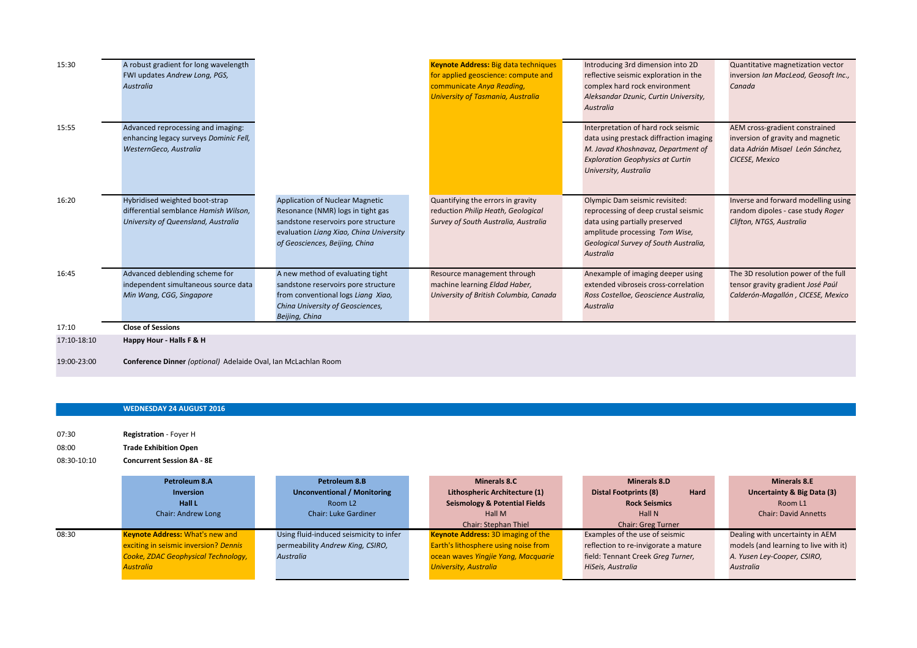| Time | | | | | |
|---|---|---|---|---|---|
| 15:30 | A robust gradient for long wavelength FWI updates *Andrew Long, PGS, Australia* | | **Keynote Address:** Big data techniques for applied geoscience: compute and communicate *Anya Reading, University of Tasmania, Australia* | Introducing 3rd dimension into 2D reflective seismic exploration in the complex hard rock environment *Aleksandar Dzunic, Curtin University, Australia* | Quantitative magnetization vector inversion *Ian MacLeod, Geosoft Inc., Canada* |
| 15:55 | Advanced reprocessing and imaging: enhancing legacy surveys *Dominic Fell, WesternGeco, Australia* | | | Interpretation of hard rock seismic data using prestack diffraction imaging *M. Javad Khoshnavaz, Department of Exploration Geophysics at Curtin University, Australia* | AEM cross-gradient constrained inversion of gravity and magnetic data *Adrián Misael León Sánchez, CICESE, Mexico* |
| 16:20 | Hybridised weighted boot-strap differential semblance *Hamish Wilson, University of Queensland, Australia* | Application of Nuclear Magnetic Resonance (NMR) logs in tight gas sandstone reservoirs pore structure evaluation *Liang Xiao, China University of Geosciences, Beijing, China* | Quantifying the errors in gravity reduction *Philip Heath, Geological Survey of South Australia, Australia* | Olympic Dam seismic revisited: reprocessing of deep crustal seismic data using partially preserved amplitude processing *Tom Wise, Geological Survey of South Australia, Australia* | Inverse and forward modelling using random dipoles - case study *Roger Clifton, NTGS, Australia* |
| 16:45 | Advanced deblending scheme for independent simultaneous source data *Min Wang, CGG, Singapore* | A new method of evaluating tight sandstone reservoirs pore structure from conventional logs *Liang Xiao, China University of Geosciences, Beijing, China* | Resource management through machine learning *Eldad Haber, University of British Columbia, Canada* | Anexample of imaging deeper using extended vibroseis cross-correlation *Ross Costelloe, Geoscience Australia, Australia* | The 3D resolution power of the full tensor gravity gradient *José Paúl Calderón-Magallón , CICESE, Mexico* |

17:10 **Close of Sessions**

17:10-18:10 **Happy Hour - Halls F & H**

19:00-23:00 **Conference Dinner** *(optional)* Adelaide Oval, Ian McLachlan Room

## WEDNESDAY 24 AUGUST 2016

07:30 **Registration** - Foyer H

08:00 **Trade Exhibition Open**

08:30-10:10 **Concurrent Session 8A - 8E**

| Time | **Petroleum 8.A**<br>**Inversion**<br>**Hall L**<br>Chair: Andrew Long | **Petroleum 8.B**<br>**Unconventional / Monitoring**<br>Room L2<br>Chair: Luke Gardiner | **Minerals 8.C**<br>**Lithospheric Architecture (1)**<br>**Seismology & Potential Fields**<br>Hall M<br>Chair: Stephan Thiel | **Minerals 8.D**<br>**Distal Footprints (8) Hard Rock Seismics**<br>Hall N<br>Chair: Greg Turner | **Minerals 8.E**<br>**Uncertainty & Big Data (3)**<br>Room L1<br>Chair: David Annetts |
|---|---|---|---|---|---|
| 08:30 | **Keynote Address:** What's new and exciting in seismic inversion? *Dennis Cooke, ZDAC Geophysical Technology, Australia* | Using fluid-induced seismicity to infer permeability *Andrew King, CSIRO, Australia* | **Keynote Address:** 3D imaging of the Earth's lithosphere using noise from ocean waves *Yingjie Yang, Macquarie University, Australia* | Examples of the use of seismic reflection to re-invigorate a mature field: Tennant Creek *Greg Turner, HiSeis, Australia* | Dealing with uncertainty in AEM models (and learning to live with it) *A. Yusen Ley-Cooper, CSIRO, Australia* |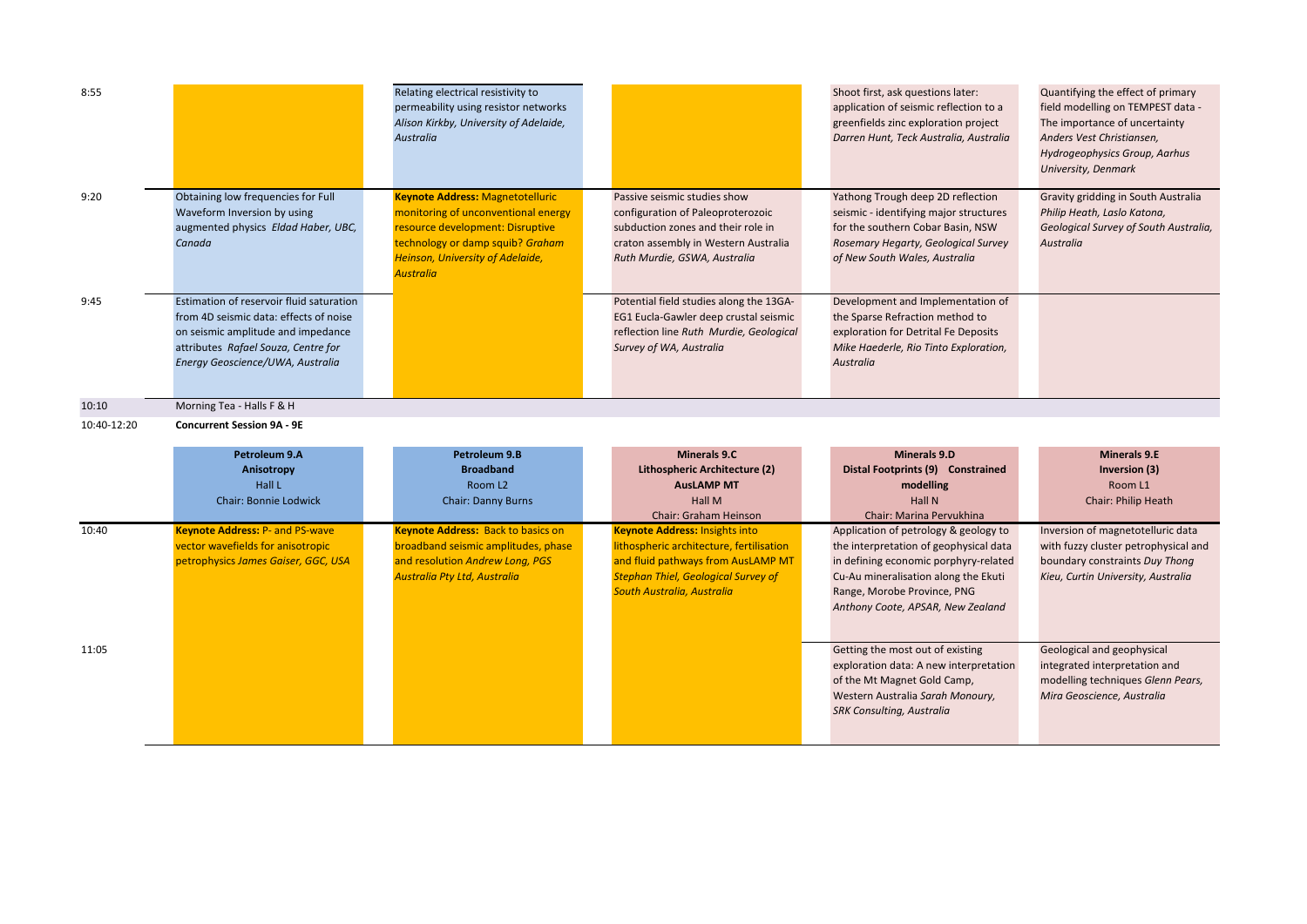| Time | | | | | |
|---|---|---|---|---|---|
| 8:55 | | Relating electrical resistivity to permeability using resistor networks *Alison Kirkby, University of Adelaide, Australia* | | Shoot first, ask questions later: application of seismic reflection to a greenfields zinc exploration project *Darren Hunt, Teck Australia, Australia* | Quantifying the effect of primary field modelling on TEMPEST data - The importance of uncertainty *Anders Vest Christiansen, Hydrogeophysics Group, Aarhus University, Denmark* |
| 9:20 | Obtaining low frequencies for Full Waveform Inversion by using augmented physics *Eldad Haber, UBC, Canada* | **Keynote Address:** Magnetotelluric monitoring of unconventional energy resource development: Disruptive technology or damp squib? *Graham Heinson, University of Adelaide, Australia* | Passive seismic studies show configuration of Paleoproterozoic subduction zones and their role in craton assembly in Western Australia *Ruth Murdie, GSWA, Australia* | Yathong Trough deep 2D reflection seismic - identifying major structures for the southern Cobar Basin, NSW *Rosemary Hegarty, Geological Survey of New South Wales, Australia* | Gravity gridding in South Australia *Philip Heath, Laslo Katona, Geological Survey of South Australia, Australia* |
| 9:45 | Estimation of reservoir fluid saturation from 4D seismic data: effects of noise on seismic amplitude and impedance attributes *Rafael Souza, Centre for Energy Geoscience/UWA, Australia* | | Potential field studies along the 13GA-EG1 Eucla-Gawler deep crustal seismic reflection line *Ruth Murdie, Geological Survey of WA, Australia* | Development and Implementation of the Sparse Refraction method to exploration for Detrital Fe Deposits *Mike Haederle, Rio Tinto Exploration, Australia* | |
| 10:10 | Morning Tea - Halls F & H | | | | |
| 10:40-12:20 | **Concurrent Session 9A - 9E** | | | | |
| | **Petroleum 9.A** **Anisotropy** Hall L Chair: Bonnie Lodwick | **Petroleum 9.B** **Broadband** Room L2 Chair: Danny Burns | **Minerals 9.C** **Lithospheric Architecture (2)** **AusLAMP MT** Hall M Chair: Graham Heinson | **Minerals 9.D** **Distal Footprints (9) Constrained modelling** Hall N Chair: Marina Pervukhina | **Minerals 9.E** **Inversion (3)** Room L1 Chair: Philip Heath |
| 10:40 | **Keynote Address:** P- and PS-wave vector wavefields for anisotropic petrophysics *James Gaiser, GGC, USA* | **Keynote Address:** Back to basics on broadband seismic amplitudes, phase and resolution *Andrew Long, PGS Australia Pty Ltd, Australia* | **Keynote Address:** Insights into lithospheric architecture, fertilisation and fluid pathways from AusLAMP MT *Stephan Thiel, Geological Survey of South Australia, Australia* | Application of petrology & geology to the interpretation of geophysical data in defining economic porphyry-related Cu-Au mineralisation along the Ekuti Range, Morobe Province, PNG *Anthony Coote, APSAR, New Zealand* | Inversion of magnetotelluric data with fuzzy cluster petrophysical and boundary constraints *Duy Thong Kieu, Curtin University, Australia* |
| 11:05 | | | | Getting the most out of existing exploration data: A new interpretation of the Mt Magnet Gold Camp, Western Australia *Sarah Monoury, SRK Consulting, Australia* | Geological and geophysical integrated interpretation and modelling techniques *Glenn Pears, Mira Geoscience, Australia* |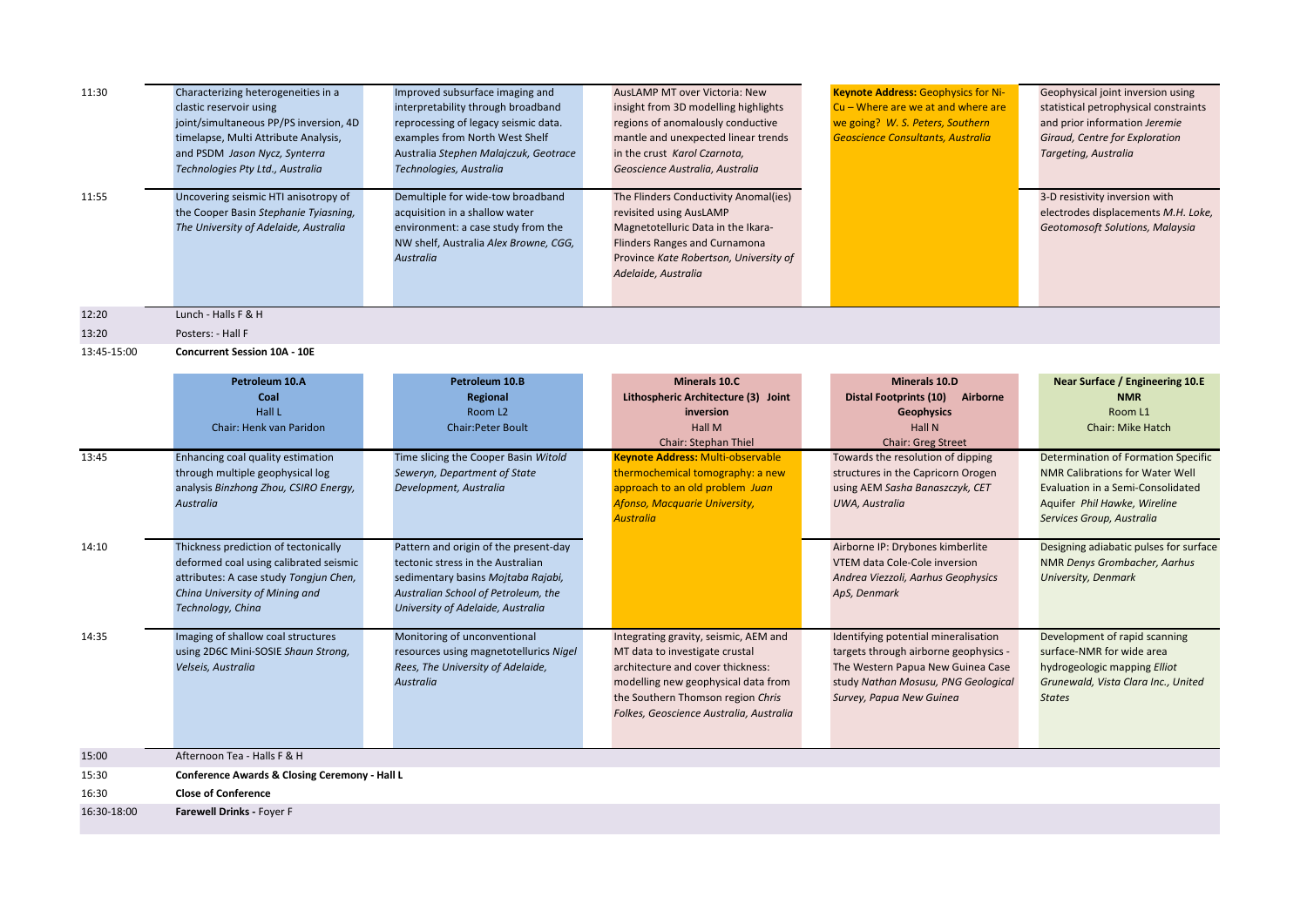| | | | | | |
|---|---|---|---|---|---|
| 11:30 | Characterizing heterogeneities in a clastic reservoir using joint/simultaneous PP/PS inversion, 4D timelapse, Multi Attribute Analysis, and PSDM *Jason Nycz, Synterra Technologies Pty Ltd., Australia* | Improved subsurface imaging and interpretability through broadband reprocessing of legacy seismic data. examples from North West Shelf Australia *Stephen Malajczuk, Geotrace Technologies, Australia* | AusLAMP MT over Victoria: New insight from 3D modelling highlights regions of anomalously conductive mantle and unexpected linear trends in the crust *Karol Czarnota, Geoscience Australia, Australia* | **Keynote Address:** Geophysics for Ni-Cu – Where are we at and where are we going? *W. S. Peters, Southern Geoscience Consultants, Australia* | Geophysical joint inversion using statistical petrophysical constraints and prior information *Jeremie Giraud, Centre for Exploration Targeting, Australia* |
| 11:55 | Uncovering seismic HTI anisotropy of the Cooper Basin *Stephanie Tyiasning, The University of Adelaide, Australia* | Demultiple for wide-tow broadband acquisition in a shallow water environment: a case study from the NW shelf, Australia *Alex Browne, CGG, Australia* | The Flinders Conductivity Anomal(ies) revisited using AusLAMP Magnetotelluric Data in the Ikara-Flinders Ranges and Curnamona Province *Kate Robertson, University of Adelaide, Australia* | | 3-D resistivity inversion with electrodes displacements *M.H. Loke, Geotomosoft Solutions, Malaysia* |
| 12:20 | Lunch - Halls F & H | | | | |
| 13:20 | Posters: - Hall F | | | | |
| 13:45-15:00 | **Concurrent Session 10A - 10E** | | | | |
| | **Petroleum 10.A** **Coal** Hall L Chair: Henk van Paridon | **Petroleum 10.B** **Regional** Room L2 Chair:Peter Boult | **Minerals 10.C** **Lithospheric Architecture (3) Joint inversion** Hall M Chair: Stephan Thiel | **Minerals 10.D** **Distal Footprints (10) Airborne Geophysics** Hall N Chair: Greg Street | **Near Surface / Engineering 10.E** **NMR** Room L1 Chair: Mike Hatch |
| 13:45 | Enhancing coal quality estimation through multiple geophysical log analysis *Binzhong Zhou, CSIRO Energy, Australia* | Time slicing the Cooper Basin *Witold Seweryn, Department of State Development, Australia* | **Keynote Address:** Multi-observable thermochemical tomography: a new approach to an old problem *Juan Afonso, Macquarie University, Australia* | Towards the resolution of dipping structures in the Capricorn Orogen using AEM *Sasha Banaszczyk, CET UWA, Australia* | Determination of Formation Specific NMR Calibrations for Water Well Evaluation in a Semi-Consolidated Aquifer *Phil Hawke, Wireline Services Group, Australia* |
| 14:10 | Thickness prediction of tectonically deformed coal using calibrated seismic attributes: A case study *Tongjun Chen, China University of Mining and Technology, China* | Pattern and origin of the present-day tectonic stress in the Australian sedimentary basins *Mojtaba Rajabi, Australian School of Petroleum, the University of Adelaide, Australia* | | Airborne IP: Drybones kimberlite VTEM data Cole-Cole inversion *Andrea Viezzoli, Aarhus Geophysics ApS, Denmark* | Designing adiabatic pulses for surface NMR *Denys Grombacher, Aarhus University, Denmark* |
| 14:35 | Imaging of shallow coal structures using 2D6C Mini-SOSIE *Shaun Strong, Velseis, Australia* | Monitoring of unconventional resources using magnetotellurics *Nigel Rees, The University of Adelaide, Australia* | Integrating gravity, seismic, AEM and MT data to investigate crustal architecture and cover thickness: modelling new geophysical data from the Southern Thomson region *Chris Folkes, Geoscience Australia, Australia* | Identifying potential mineralisation targets through airborne geophysics - The Western Papua New Guinea Case study *Nathan Mosusu, PNG Geological Survey, Papua New Guinea* | Development of rapid scanning surface-NMR for wide area hydrogeologic mapping *Elliot Grunewald, Vista Clara Inc., United States* |
| 15:00 | Afternoon Tea - Halls F & H | | | | |
| 15:30 | **Conference Awards & Closing Ceremony - Hall L** | | | | |
| 16:30 | **Close of Conference** | | | | |
| 16:30-18:00 | **Farewell Drinks -** Foyer F | | | | |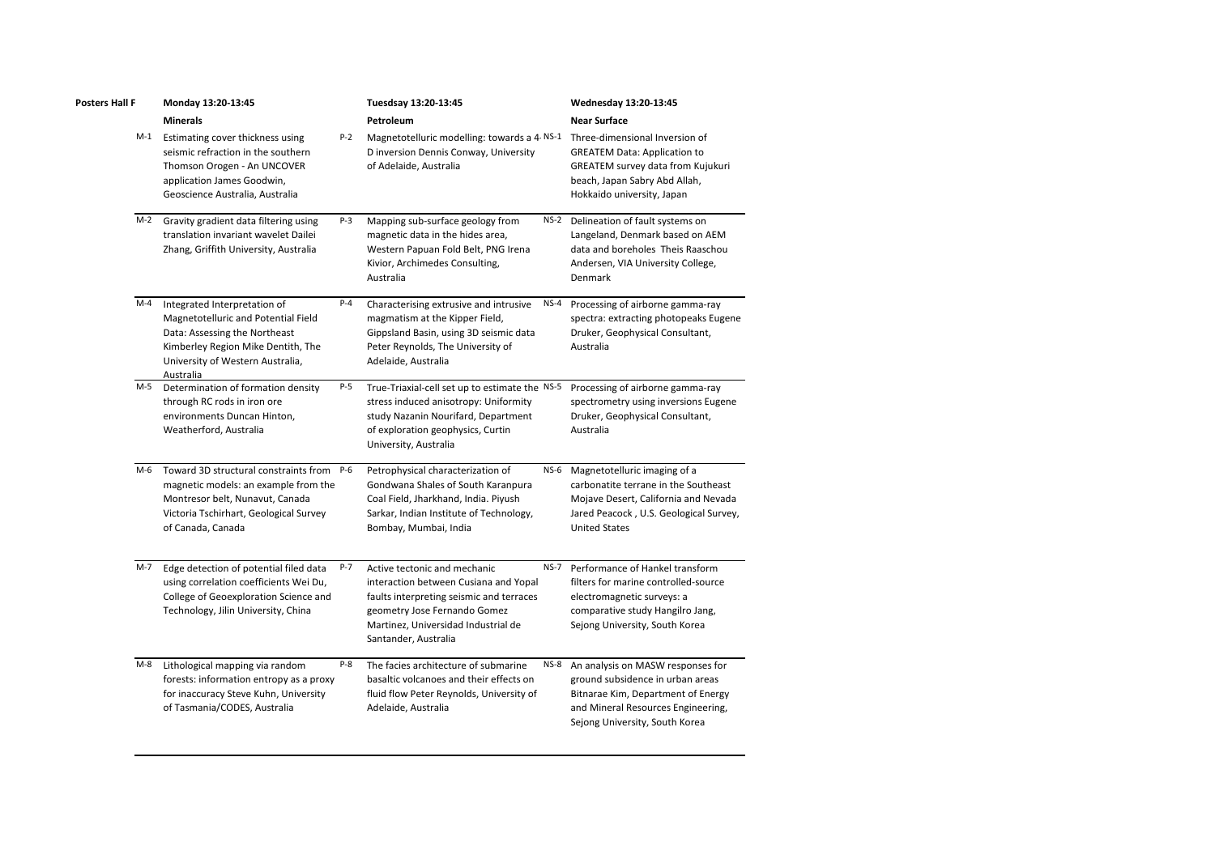| Posters Hall F | Monday 13:20-13:45 | | Tuesdsay 13:20-13:45 | | Wednesday 13:20-13:45 |
|---|---|---|---|---|---|
| | **Minerals** | | **Petroleum** | | **Near Surface** |
| M-1 | Estimating cover thickness using seismic refraction in the southern Thomson Orogen - An UNCOVER application James Goodwin, Geoscience Australia, Australia | P-2 | Magnetotelluric modelling: towards a 4-D inversion Dennis Conway, University of Adelaide, Australia | NS-1 | Three-dimensional Inversion of GREATEM Data: Application to GREATEM survey data from Kujukuri beach, Japan Sabry Abd Allah, Hokkaido university, Japan |
| M-2 | Gravity gradient data filtering using translation invariant wavelet Dailei Zhang, Griffith University, Australia | P-3 | Mapping sub-surface geology from magnetic data in the hides area, Western Papuan Fold Belt, PNG Irena Kivior, Archimedes Consulting, Australia | NS-2 | Delineation of fault systems on Langeland, Denmark based on AEM data and boreholes Theis Raaschou Andersen, VIA University College, Denmark |
| M-4 | Integrated Interpretation of Magnetotelluric and Potential Field Data: Assessing the Northeast Kimberley Region Mike Dentith, The University of Western Australia, Australia | P-4 | Characterising extrusive and intrusive magmatism at the Kipper Field, Gippsland Basin, using 3D seismic data Peter Reynolds, The University of Adelaide, Australia | NS-4 | Processing of airborne gamma-ray spectra: extracting photopeaks Eugene Druker, Geophysical Consultant, Australia |
| M-5 | Determination of formation density through RC rods in iron ore environments Duncan Hinton, Weatherford, Australia | P-5 | True-Triaxial-cell set up to estimate the stress induced anisotropy: Uniformity study Nazanin Nourifard, Department of exploration geophysics, Curtin University, Australia | NS-5 | Processing of airborne gamma-ray spectrometry using inversions Eugene Druker, Geophysical Consultant, Australia |
| M-6 | Toward 3D structural constraints from magnetic models: an example from the Montresor belt, Nunavut, Canada Victoria Tschirhart, Geological Survey of Canada, Canada | P-6 | Petrophysical characterization of Gondwana Shales of South Karanpura Coal Field, Jharkhand, India. Piyush Sarkar, Indian Institute of Technology, Bombay, Mumbai, India | NS-6 | Magnetotelluric imaging of a carbonatite terrane in the Southeast Mojave Desert, California and Nevada Jared Peacock , U.S. Geological Survey, United States |
| M-7 | Edge detection of potential filed data using correlation coefficients Wei Du, College of Geoexploration Science and Technology, Jilin University, China | P-7 | Active tectonic and mechanic interaction between Cusiana and Yopal faults interpreting seismic and terraces geometry Jose Fernando Gomez Martinez, Universidad Industrial de Santander, Australia | NS-7 | Performance of Hankel transform filters for marine controlled-source electromagnetic surveys: a comparative study Hangilro Jang, Sejong University, South Korea |
| M-8 | Lithological mapping via random forests: information entropy as a proxy for inaccuracy Steve Kuhn, University of Tasmania/CODES, Australia | P-8 | The facies architecture of submarine basaltic volcanoes and their effects on fluid flow Peter Reynolds, University of Adelaide, Australia | NS-8 | An analysis on MASW responses for ground subsidence in urban areas Bitnarae Kim, Department of Energy and Mineral Resources Engineering, Sejong University, South Korea |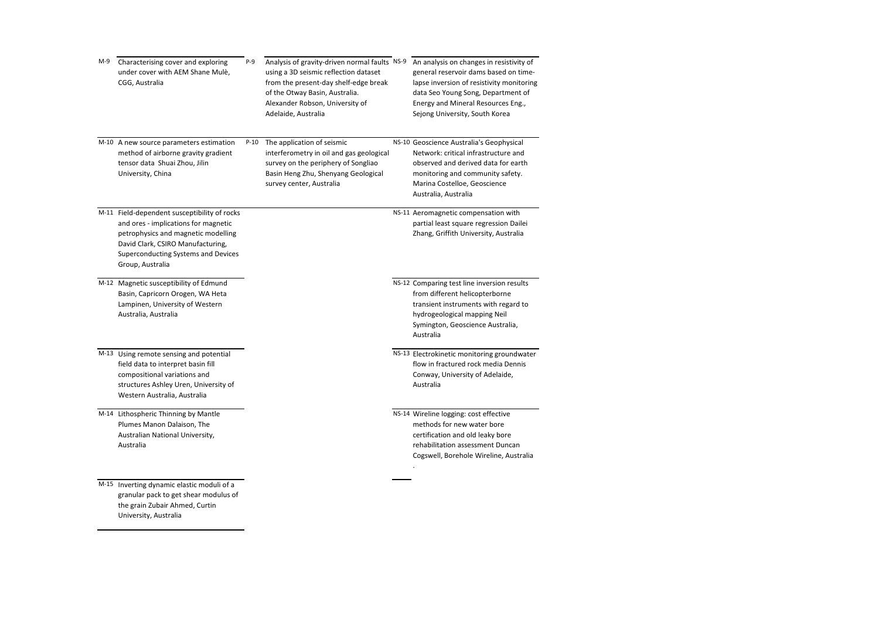| | | | | | |
|---|---|---|---|---|---|
| M-9 | Characterising cover and exploring under cover with AEM Shane Mulè, CGG, Australia | P-9 | Analysis of gravity-driven normal faults using a 3D seismic reflection dataset from the present-day shelf-edge break of the Otway Basin, Australia. Alexander Robson, University of Adelaide, Australia | NS-9 | An analysis on changes in resistivity of general reservoir dams based on time-lapse inversion of resistivity monitoring data Seo Young Song, Department of Energy and Mineral Resources Eng., Sejong University, South Korea |
| M-10 | A new source parameters estimation method of airborne gravity gradient tensor data Shuai Zhou, Jilin University, China | P-10 | The application of seismic interferometry in oil and gas geological survey on the periphery of Songliao Basin Heng Zhu, Shenyang Geological survey center, Australia | NS-10 | Geoscience Australia's Geophysical Network: critical infrastructure and observed and derived data for earth monitoring and community safety. Marina Costelloe, Geoscience Australia, Australia |
| M-11 | Field-dependent susceptibility of rocks and ores - implications for magnetic petrophysics and magnetic modelling David Clark, CSIRO Manufacturing, Superconducting Systems and Devices Group, Australia | | | NS-11 | Aeromagnetic compensation with partial least square regression Dailei Zhang, Griffith University, Australia |
| M-12 | Magnetic susceptibility of Edmund Basin, Capricorn Orogen, WA Heta Lampinen, University of Western Australia, Australia | | | NS-12 | Comparing test line inversion results from different helicopterborne transient instruments with regard to hydrogeological mapping Neil Symington, Geoscience Australia, Australia |
| M-13 | Using remote sensing and potential field data to interpret basin fill compositional variations and structures Ashley Uren, University of Western Australia, Australia | | | NS-13 | Electrokinetic monitoring groundwater flow in fractured rock media Dennis Conway, University of Adelaide, Australia |
| M-14 | Lithospheric Thinning by Mantle Plumes Manon Dalaison, The Australian National University, Australia | | | NS-14 | Wireline logging: cost effective methods for new water bore certification and old leaky bore rehabilitation assessment Duncan Cogswell, Borehole Wireline, Australia . |
| M-15 | Inverting dynamic elastic moduli of a granular pack to get shear modulus of the grain Zubair Ahmed, Curtin University, Australia | | | | |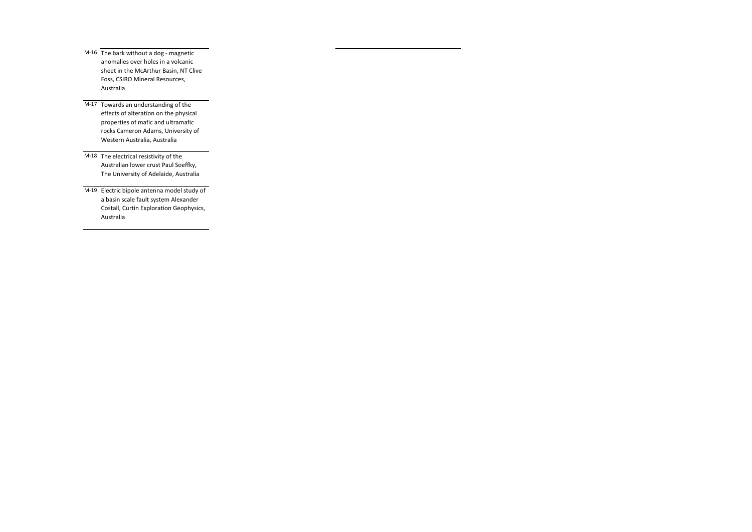M-16 The bark without a dog - magnetic anomalies over holes in a volcanic sheet in the McArthur Basin, NT Clive Foss, CSIRO Mineral Resources, Australia

M-17 Towards an understanding of the effects of alteration on the physical properties of mafic and ultramafic rocks Cameron Adams, University of Western Australia, Australia

M-18 The electrical resistivity of the Australian lower crust Paul Soeffky, The University of Adelaide, Australia

M-19 Electric bipole antenna model study of a basin scale fault system Alexander Costall, Curtin Exploration Geophysics, Australia